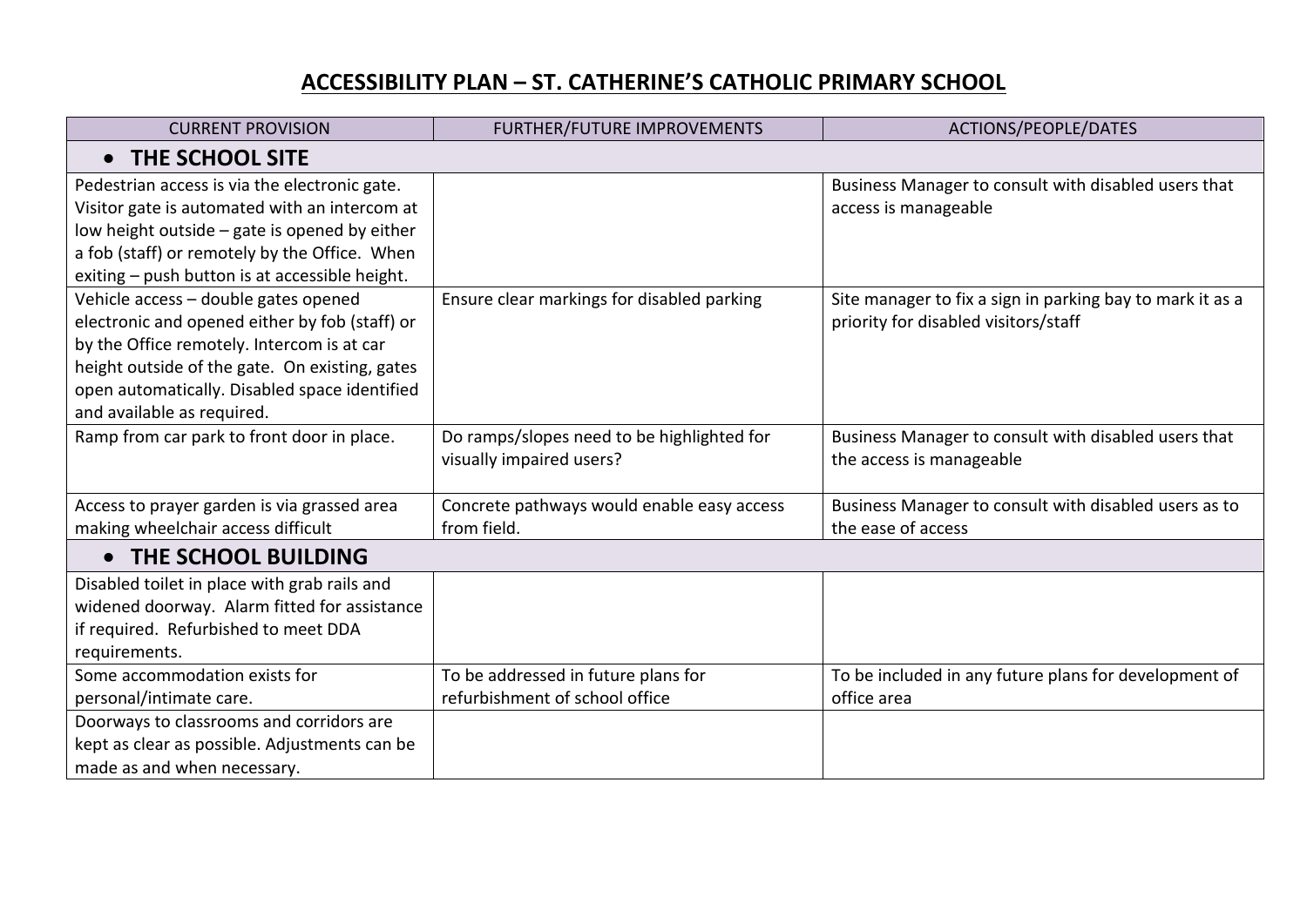# ACCESSIBILITY PLAN – ST. CATHERINE'S CATHOLIC PRIMARY SCHOOL

| CURRENT PROVISION | FURTHER/FUTURE IMPROVEMENTS | ACTIONS/PEOPLE/DATES |
|---|---|---|
| **• THE SCHOOL SITE** | | |
| Pedestrian access is via the electronic gate. Visitor gate is automated with an intercom at low height outside – gate is opened by either a fob (staff) or remotely by the Office. When exiting – push button is at accessible height. | | Business Manager to consult with disabled users that access is manageable |
| Vehicle access – double gates opened electronic and opened either by fob (staff) or by the Office remotely. Intercom is at car height outside of the gate. On existing, gates open automatically. Disabled space identified and available as required. | Ensure clear markings for disabled parking | Site manager to fix a sign in parking bay to mark it as a priority for disabled visitors/staff |
| Ramp from car park to front door in place. | Do ramps/slopes need to be highlighted for visually impaired users? | Business Manager to consult with disabled users that the access is manageable |
| Access to prayer garden is via grassed area making wheelchair access difficult | Concrete pathways would enable easy access from field. | Business Manager to consult with disabled users as to the ease of access |
| **• THE SCHOOL BUILDING** | | |
| Disabled toilet in place with grab rails and widened doorway. Alarm fitted for assistance if required. Refurbished to meet DDA requirements. | | |
| Some accommodation exists for personal/intimate care. | To be addressed in future plans for refurbishment of school office | To be included in any future plans for development of office area |
| Doorways to classrooms and corridors are kept as clear as possible. Adjustments can be made as and when necessary. | | |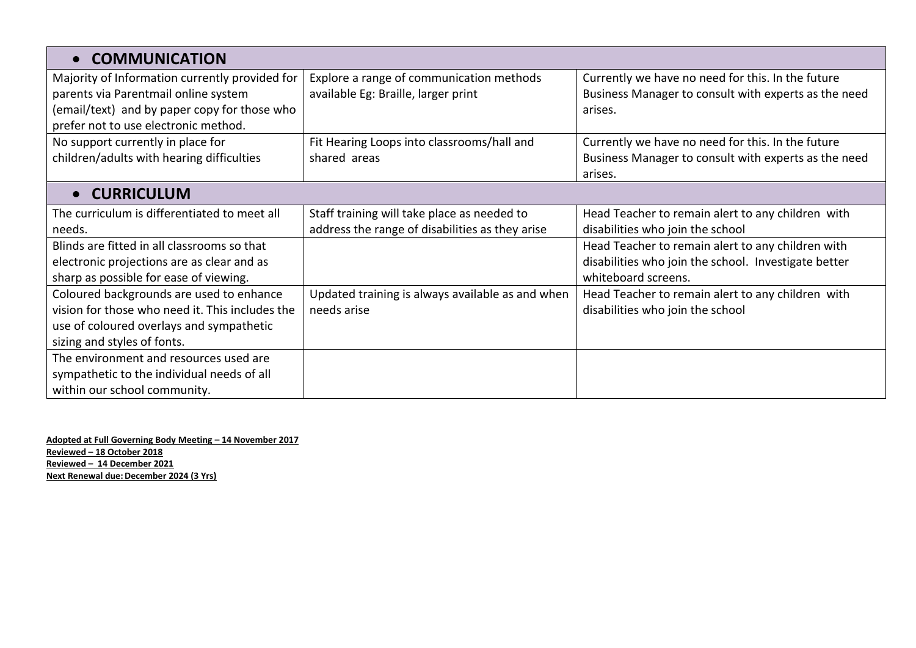| | | |
|---|---|---|
| **• COMMUNICATION** | | |
| Majority of Information currently provided for parents via Parentmail online system (email/text) and by paper copy for those who prefer not to use electronic method. | Explore a range of communication methods available Eg: Braille, larger print | Currently we have no need for this. In the future Business Manager to consult with experts as the need arises. |
| No support currently in place for children/adults with hearing difficulties | Fit Hearing Loops into classrooms/hall and shared areas | Currently we have no need for this. In the future Business Manager to consult with experts as the need arises. |
| **• CURRICULUM** | | |
| The curriculum is differentiated to meet all needs. | Staff training will take place as needed to address the range of disabilities as they arise | Head Teacher to remain alert to any children with disabilities who join the school |
| Blinds are fitted in all classrooms so that electronic projections are as clear and as sharp as possible for ease of viewing. | | Head Teacher to remain alert to any children with disabilities who join the school. Investigate better whiteboard screens. |
| Coloured backgrounds are used to enhance vision for those who need it. This includes the use of coloured overlays and sympathetic sizing and styles of fonts. | Updated training is always available as and when needs arise | Head Teacher to remain alert to any children with disabilities who join the school |
| The environment and resources used are sympathetic to the individual needs of all within our school community. | | |

**Adopted at Full Governing Body Meeting – 14 November 2017**
**Reviewed – 18 October 2018**
**Reviewed – 14 December 2021**
**Next Renewal due: December 2024 (3 Yrs)**